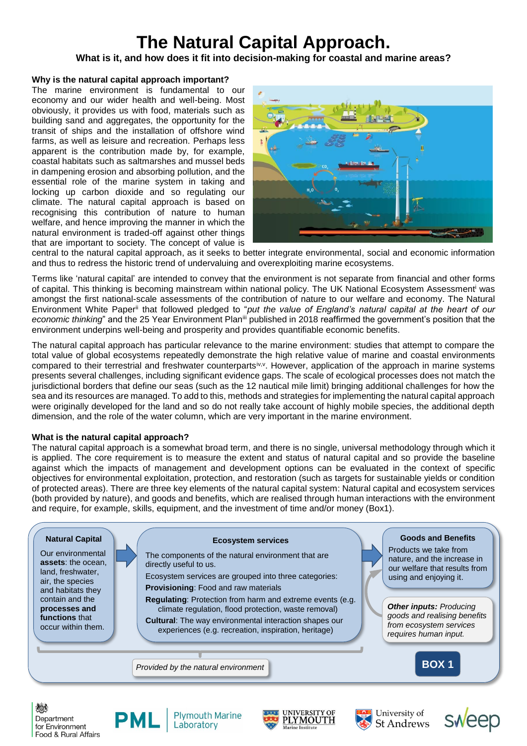# The Natural Capital Approach.

**What is it, and how does it fit into decision-making for coastal and marine areas?**

### Why is the natural capital approach important?

The marine environment is fundamental to our economy and our wider health and well-being. Most obviously, it provides us with food, materials such as building sand and aggregates, the opportunity for the transit of ships and the installation of offshore wind farms, as well as leisure and recreation. Perhaps less apparent is the contribution made by, for example, coastal habitats such as saltmarshes and mussel beds in dampening erosion and absorbing pollution, and the essential role of the marine system in taking and locking up carbon dioxide and so regulating our climate. The natural capital approach is based on recognising this contribution of nature to human welfare, and hence improving the manner in which the natural environment is traded-off against other things that are important to society. The concept of value is central to the natural capital approach, as it seeks to better integrate environmental, social and economic information and thus to redress the historic trend of undervaluing and overexploiting marine ecosystems.

Terms like 'natural capital' are intended to convey that the environment is not separate from financial and other forms of capital. This thinking is becoming mainstream within national policy. The UK National Ecosystem Assessment[i] was amongst the first national-scale assessments of the contribution of nature to our welfare and economy. The Natural Environment White Paper[ii] that followed pledged to "*put the value of England's natural capital at the heart of our economic thinking*" and the 25 Year Environment Plan[iii] published in 2018 reaffirmed the government's position that the environment underpins well-being and prosperity and provides quantifiable economic benefits.

The natural capital approach has particular relevance to the marine environment: studies that attempt to compare the total value of global ecosystems repeatedly demonstrate the high relative value of marine and coastal environments compared to their terrestrial and freshwater counterparts[iv,v]. However, application of the approach in marine systems presents several challenges, including significant evidence gaps. The scale of ecological processes does not match the jurisdictional borders that define our seas (such as the 12 nautical mile limit) bringing additional challenges for how the sea and its resources are managed. To add to this, methods and strategies for implementing the natural capital approach were originally developed for the land and so do not really take account of highly mobile species, the additional depth dimension, and the role of the water column, which are very important in the marine environment.

### What is the natural capital approach?

The natural capital approach is a somewhat broad term, and there is no single, universal methodology through which it is applied. The core requirement is to measure the extent and status of natural capital and so provide the baseline against which the impacts of management and development options can be evaluated in the context of specific objectives for environmental exploitation, protection, and restoration (such as targets for sustainable yields or condition of protected areas). There are three key elements of the natural capital system: Natural capital and ecosystem services (both provided by nature), and goods and benefits, which are realised through human interactions with the environment and require, for example, skills, equipment, and the investment of time and/or money (Box1).

**BOX 1**

**Natural Capital**

Our environmental **assets**: the ocean, land, freshwater, air, the species and habitats they contain and the **processes and functions** that occur within them.

→

**Ecosystem services**

The components of the natural environment that are directly useful to us.

Ecosystem services are grouped into three categories:

- **Provisioning**: Food and raw materials
- **Regulating**: Protection from harm and extreme events (e.g. climate regulation, flood protection, waste removal)
- **Cultural**: The way environmental interaction shapes our experiences (e.g. recreation, inspiration, heritage)

→

**Goods and Benefits**

Products we take from nature, and the increase in our welfare that results from using and enjoying it.

***Other inputs:*** *Producing goods and realising benefits from ecosystem services requires human input.*

*Provided by the natural environment*

Department for Environment Food & Rural Affairs | PML Plymouth Marine Laboratory | University of Plymouth Marine Institute | University of St Andrews | sweep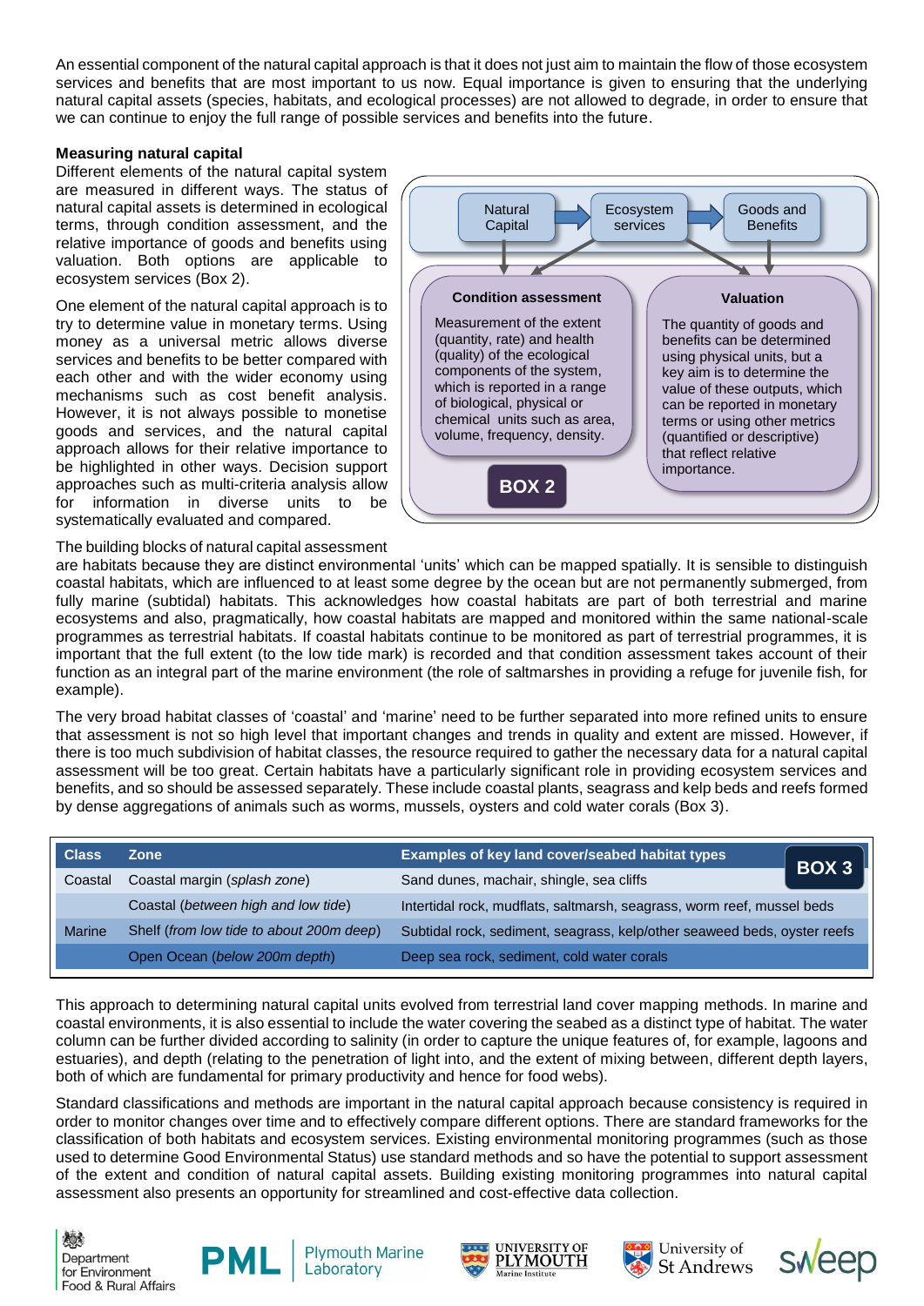An essential component of the natural capital approach is that it does not just aim to maintain the flow of those ecosystem services and benefits that are most important to us now. Equal importance is given to ensuring that the underlying natural capital assets (species, habitats, and ecological processes) are not allowed to degrade, in order to ensure that we can continue to enjoy the full range of possible services and benefits into the future.

**Measuring natural capital**

Different elements of the natural capital system are measured in different ways. The status of natural capital assets is determined in ecological terms, through condition assessment, and the relative importance of goods and benefits using valuation. Both options are applicable to ecosystem services (Box 2).

One element of the natural capital approach is to try to determine value in monetary terms. Using money as a universal metric allows diverse services and benefits to be better compared with each other and with the wider economy using mechanisms such as cost benefit analysis. However, it is not always possible to monetise goods and services, and the natural capital approach allows for their relative importance to be highlighted in other ways. Decision support approaches such as multi-criteria analysis allow for information in diverse units to be systematically evaluated and compared.

> Natural Capital → Ecosystem services → Goods and Benefits
>
> **Condition assessment**
>
> Measurement of the extent (quantity, rate) and health (quality) of the ecological components of the system, which is reported in a range of biological, physical or chemical units such as area, volume, frequency, density.
>
> **Valuation**
>
> The quantity of goods and benefits can be determined using physical units, but a key aim is to determine the value of these outputs, which can be reported in monetary terms or using other metrics (quantified or descriptive) that reflect relative importance.
>
> **BOX 2**

The building blocks of natural capital assessment are habitats because they are distinct environmental 'units' which can be mapped spatially. It is sensible to distinguish coastal habitats, which are influenced to at least some degree by the ocean but are not permanently submerged, from fully marine (subtidal) habitats. This acknowledges how coastal habitats are part of both terrestrial and marine ecosystems and also, pragmatically, how coastal habitats are mapped and monitored within the same national-scale programmes as terrestrial habitats. If coastal habitats continue to be monitored as part of terrestrial programmes, it is important that the full extent (to the low tide mark) is recorded and that condition assessment takes account of their function as an integral part of the marine environment (the role of saltmarshes in providing a refuge for juvenile fish, for example).

The very broad habitat classes of 'coastal' and 'marine' need to be further separated into more refined units to ensure that assessment is not so high level that important changes and trends in quality and extent are missed. However, if there is too much subdivision of habitat classes, the resource required to gather the necessary data for a natural capital assessment will be too great. Certain habitats have a particularly significant role in providing ecosystem services and benefits, and so should be assessed separately. These include coastal plants, seagrass and kelp beds and reefs formed by dense aggregations of animals such as worms, mussels, oysters and cold water corals (Box 3).

**BOX 3**

| Class | Zone | Examples of key land cover/seabed habitat types |
|---|---|---|
| Coastal | Coastal margin (*splash zone*) | Sand dunes, machair, shingle, sea cliffs |
| | Coastal (*between high and low tide*) | Intertidal rock, mudflats, saltmarsh, seagrass, worm reef, mussel beds |
| Marine | Shelf (*from low tide to about 200m deep*) | Subtidal rock, sediment, seagrass, kelp/other seaweed beds, oyster reefs |
| | Open Ocean (*below 200m depth*) | Deep sea rock, sediment, cold water corals |

This approach to determining natural capital units evolved from terrestrial land cover mapping methods. In marine and coastal environments, it is also essential to include the water covering the seabed as a distinct type of habitat. The water column can be further divided according to salinity (in order to capture the unique features of, for example, lagoons and estuaries), and depth (relating to the penetration of light into, and the extent of mixing between, different depth layers, both of which are fundamental for primary productivity and hence for food webs).

Standard classifications and methods are important in the natural capital approach because consistency is required in order to monitor changes over time and to effectively compare different options. There are standard frameworks for the classification of both habitats and ecosystem services. Existing environmental monitoring programmes (such as those used to determine Good Environmental Status) use standard methods and so have the potential to support assessment of the extent and condition of natural capital assets. Building existing monitoring programmes into natural capital assessment also presents an opportunity for streamlined and cost-effective data collection.

Department for Environment Food & Rural Affairs | PML Plymouth Marine Laboratory | University of Plymouth Marine Institute | University of St Andrews | sweep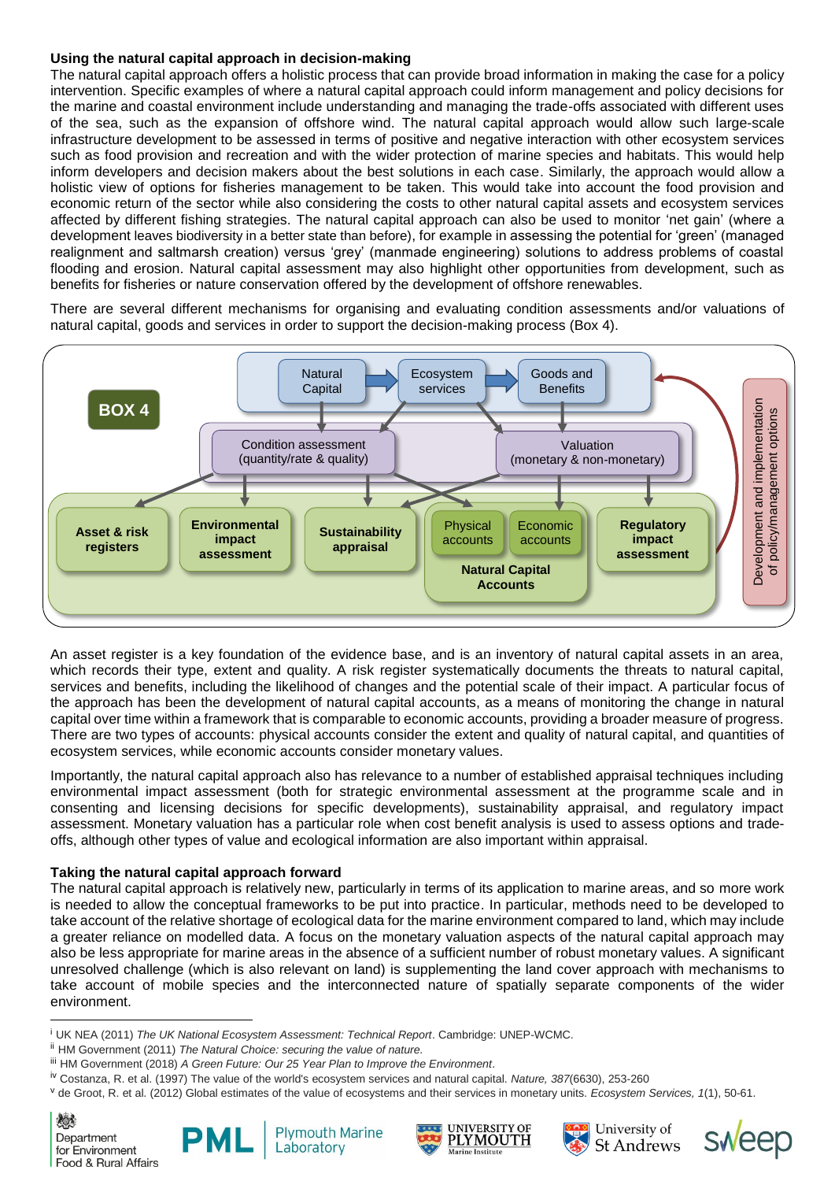### Using the natural capital approach in decision-making

The natural capital approach offers a holistic process that can provide broad information in making the case for a policy intervention. Specific examples of where a natural capital approach could inform management and policy decisions for the marine and coastal environment include understanding and managing the trade-offs associated with different uses of the sea, such as the expansion of offshore wind. The natural capital approach would allow such large-scale infrastructure development to be assessed in terms of positive and negative interaction with other ecosystem services such as food provision and recreation and with the wider protection of marine species and habitats. This would help inform developers and decision makers about the best solutions in each case. Similarly, the approach would allow a holistic view of options for fisheries management to be taken. This would take into account the food provision and economic return of the sector while also considering the costs to other natural capital assets and ecosystem services affected by different fishing strategies. The natural capital approach can also be used to monitor 'net gain' (where a development leaves biodiversity in a better state than before), for example in assessing the potential for 'green' (managed realignment and saltmarsh creation) versus 'grey' (manmade engineering) solutions to address problems of coastal flooding and erosion. Natural capital assessment may also highlight other opportunities from development, such as benefits for fisheries or nature conservation offered by the development of offshore renewables.

There are several different mechanisms for organising and evaluating condition assessments and/or valuations of natural capital, goods and services in order to support the decision-making process (Box 4).

**BOX 4**

Natural Capital
Ecosystem services
Goods and Benefits
Condition assessment (quantity/rate & quality)
Valuation (monetary & non-monetary)
**Asset & risk registers**
**Environmental impact assessment**
**Sustainability appraisal**
Physical accounts
Economic accounts
**Natural Capital Accounts**
**Regulatory impact assessment**
Development and implementation of policy/management options

An asset register is a key foundation of the evidence base, and is an inventory of natural capital assets in an area, which records their type, extent and quality. A risk register systematically documents the threats to natural capital, services and benefits, including the likelihood of changes and the potential scale of their impact. A particular focus of the approach has been the development of natural capital accounts, as a means of monitoring the change in natural capital over time within a framework that is comparable to economic accounts, providing a broader measure of progress. There are two types of accounts: physical accounts consider the extent and quality of natural capital, and quantities of ecosystem services, while economic accounts consider monetary values.

Importantly, the natural capital approach also has relevance to a number of established appraisal techniques including environmental impact assessment (both for strategic environmental assessment at the programme scale and in consenting and licensing decisions for specific developments), sustainability appraisal, and regulatory impact assessment. Monetary valuation has a particular role when cost benefit analysis is used to assess options and trade-offs, although other types of value and ecological information are also important within appraisal.

### Taking the natural capital approach forward

The natural capital approach is relatively new, particularly in terms of its application to marine areas, and so more work is needed to allow the conceptual frameworks to be put into practice. In particular, methods need to be developed to take account of the relative shortage of ecological data for the marine environment compared to land, which may include a greater reliance on modelled data. A focus on the monetary valuation aspects of the natural capital approach may also be less appropriate for marine areas in the absence of a sufficient number of robust monetary values. A significant unresolved challenge (which is also relevant on land) is supplementing the land cover approach with mechanisms to take account of mobile species and the interconnected nature of spatially separate components of the wider environment.

---

[i] UK NEA (2011) *The UK National Ecosystem Assessment: Technical Report*. Cambridge: UNEP-WCMC.

[ii] HM Government (2011) *The Natural Choice: securing the value of nature.*

[iii] HM Government (2018) *A Green Future: Our 25 Year Plan to Improve the Environment*.

[iv] Costanza, R. et al. (1997) The value of the world's ecosystem services and natural capital. *Nature, 387*(6630), 253-260

[v] de Groot, R. et al. (2012) Global estimates of the value of ecosystems and their services in monetary units. *Ecosystem Services, 1*(1), 50-61.

Department for Environment Food & Rural Affairs | PML Plymouth Marine Laboratory | University of Plymouth Marine Institute | University of St Andrews | sweep